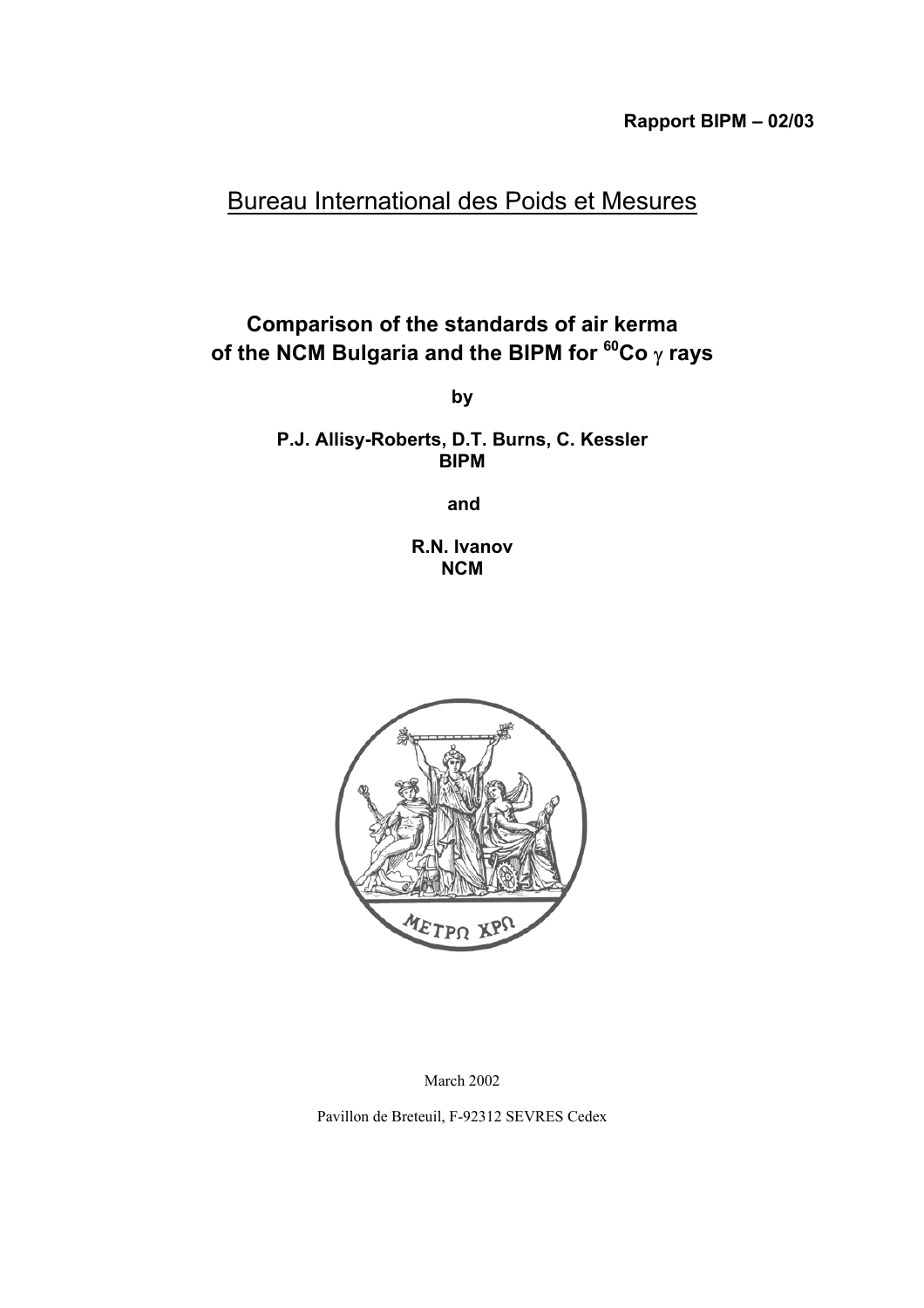**Rapport BIPM – 02/03**

# Bureau International des Poids et Mesures

## Comparison of the standards of air kerma of the NCM Bulgaria and the BIPM for $^{60}$Co $\gamma$ rays

**by**

**P.J. Allisy-Roberts, D.T. Burns, C. Kessler**
**BIPM**

**and**

**R.N. Ivanov**
**NCM**

March 2002

Pavillon de Breteuil, F-92312 SEVRES Cedex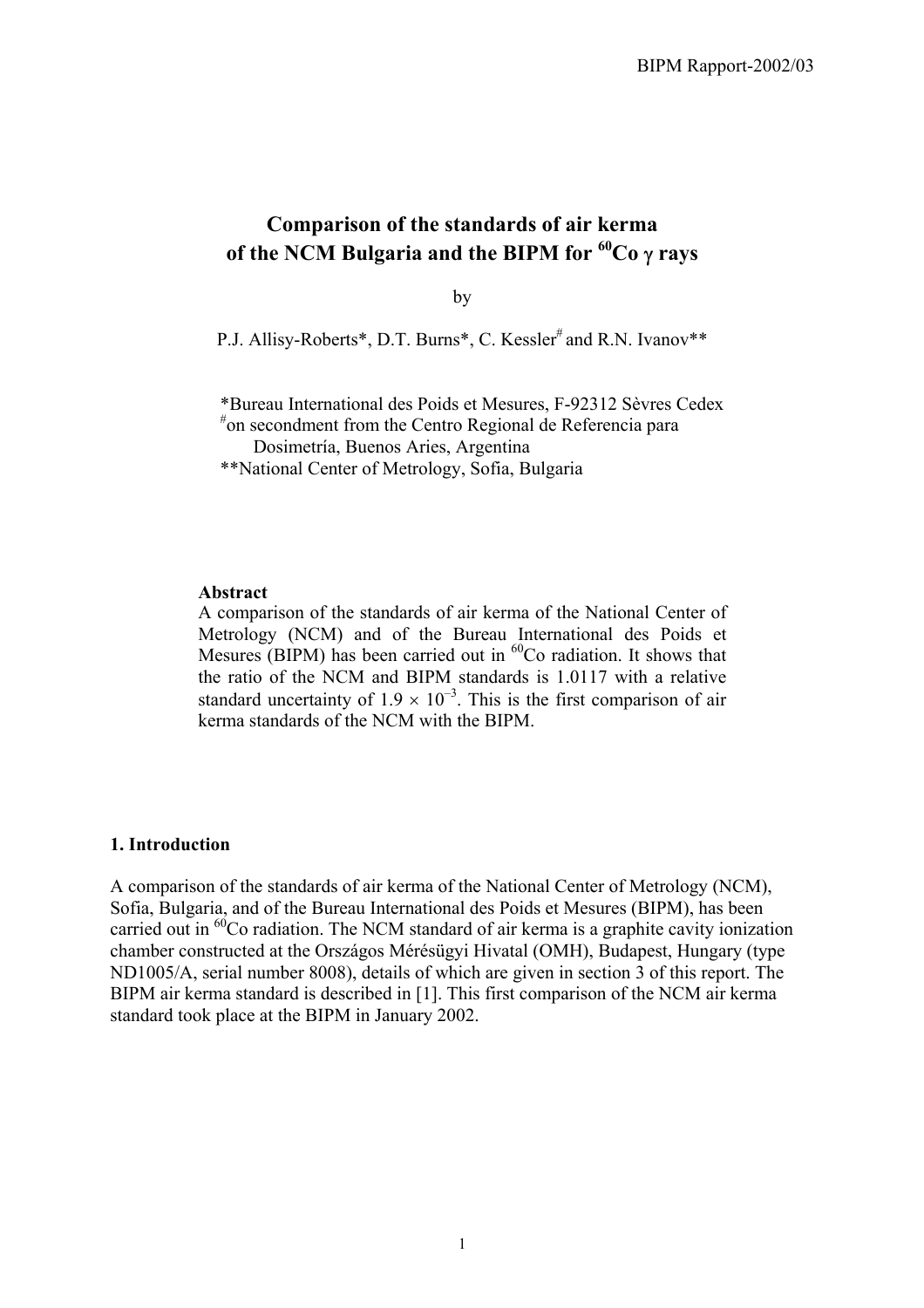# Comparison of the standards of air kerma of the NCM Bulgaria and the BIPM for $^{60}$Co $\gamma$ rays

by

P.J. Allisy-Roberts*, D.T. Burns*, C. Kessler[#] and R.N. Ivanov**

*Bureau International des Poids et Mesures, F-92312 Sèvres Cedex
[#]on secondment from the Centro Regional de Referencia para Dosimetría, Buenos Aries, Argentina
**National Center of Metrology, Sofia, Bulgaria

**Abstract**

A comparison of the standards of air kerma of the National Center of Metrology (NCM) and of the Bureau International des Poids et Mesures (BIPM) has been carried out in $^{60}$Co radiation. It shows that the ratio of the NCM and BIPM standards is 1.0117 with a relative standard uncertainty of $1.9 \times 10^{-3}$. This is the first comparison of air kerma standards of the NCM with the BIPM.

## 1. Introduction

A comparison of the standards of air kerma of the National Center of Metrology (NCM), Sofia, Bulgaria, and of the Bureau International des Poids et Mesures (BIPM), has been carried out in $^{60}$Co radiation. The NCM standard of air kerma is a graphite cavity ionization chamber constructed at the Országos Mérésügyi Hivatal (OMH), Budapest, Hungary (type ND1005/A, serial number 8008), details of which are given in section 3 of this report. The BIPM air kerma standard is described in [1]. This first comparison of the NCM air kerma standard took place at the BIPM in January 2002.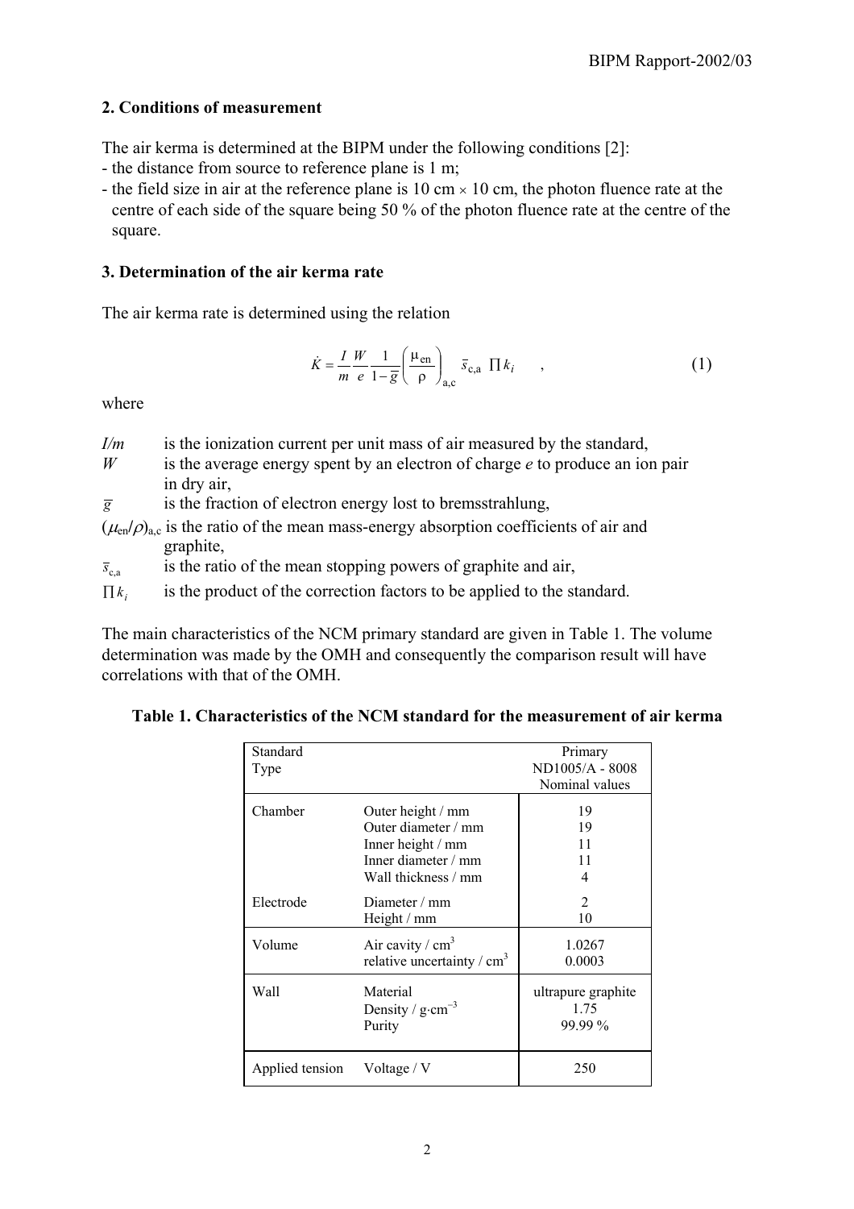## 2. Conditions of measurement

The air kerma is determined at the BIPM under the following conditions [2]:

- the distance from source to reference plane is 1 m;
- the field size in air at the reference plane is 10 cm × 10 cm, the photon fluence rate at the centre of each side of the square being 50 % of the photon fluence rate at the centre of the square.

## 3. Determination of the air kerma rate

The air kerma rate is determined using the relation

$$\dot{K} = \frac{I}{m}\frac{W}{e}\frac{1}{1-\bar{g}}\left(\frac{\mu_{\text{en}}}{\rho}\right)_{\text{a,c}} \bar{s}_{\text{c,a}} \prod k_i \quad , \tag{1}$$

where

- $I/m$ is the ionization current per unit mass of air measured by the standard,
- $W$ is the average energy spent by an electron of charge $e$ to produce an ion pair in dry air,
- $\bar{g}$ is the fraction of electron energy lost to bremsstrahlung,
- $(\mu_{\text{en}}/\rho)_{\text{a,c}}$ is the ratio of the mean mass-energy absorption coefficients of air and graphite,
- $\bar{s}_{\text{c,a}}$ is the ratio of the mean stopping powers of graphite and air,
- $\prod k_i$ is the product of the correction factors to be applied to the standard.

The main characteristics of the NCM primary standard are given in Table 1. The volume determination was made by the OMH and consequently the comparison result will have correlations with that of the OMH.

**Table 1. Characteristics of the NCM standard for the measurement of air kerma**

| Standard<br>Type | | Primary<br>ND1005/A - 8008<br>Nominal values |
|---|---|---|
| Chamber | Outer height / mm<br>Outer diameter / mm<br>Inner height / mm<br>Inner diameter / mm<br>Wall thickness / mm | 19<br>19<br>11<br>11<br>4 |
| Electrode | Diameter / mm<br>Height / mm | 2<br>10 |
| Volume | Air cavity / $\text{cm}^3$<br>relative uncertainty / $\text{cm}^3$ | 1.0267<br>0.0003 |
| Wall | Material<br>Density / $\text{g}\cdot\text{cm}^{-3}$<br>Purity | ultrapure graphite<br>1.75<br>99.99 % |
| Applied tension | Voltage / V | 250 |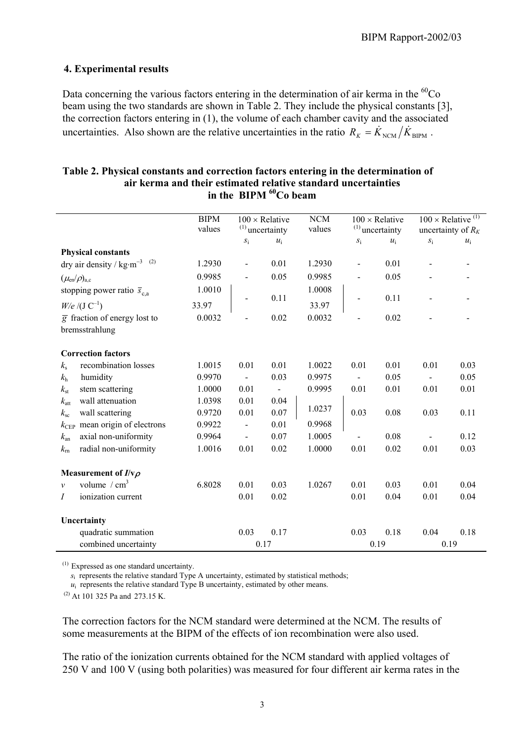## 4. Experimental results

Data concerning the various factors entering in the determination of air kerma in the $^{60}$Co beam using the two standards are shown in Table 2. They include the physical constants [3], the correction factors entering in (1), the volume of each chamber cavity and the associated uncertainties. Also shown are the relative uncertainties in the ratio $R_K = \dot{K}_{\text{NCM}} / \dot{K}_{\text{BIPM}}$.

**Table 2. Physical constants and correction factors entering in the determination of air kerma and their estimated relative standard uncertainties in the BIPM $^{60}$Co beam**

| | BIPM values | 100 × Relative [(1)] uncertainty | | NCM values | 100 × Relative [(1)] uncertainty | | 100 × Relative [(1)] uncertainty of $R_K$ | |
|---|---|---|---|---|---|---|---|---|
| | | $s_i$ | $u_i$ | | $s_i$ | $u_i$ | $s_i$ | $u_i$ |
| **Physical constants** | | | | | | | | |
| dry air density / kg·m$^{-3}$ [(2)] | 1.2930 | - | 0.01 | 1.2930 | - | 0.01 | - | - |
| $(\mu_{en}/\rho)_{a,c}$ | 0.9985 | - | 0.05 | 0.9985 | - | 0.05 | - | - |
| stopping power ratio $\bar{s}_{c,a}$ | 1.0010 | - | 0.11 | 1.0008 | - | 0.11 | - | - |
| $W/e$ /(J C$^{-1}$) | 33.97 | | | 33.97 | | | | |
| $\bar{g}$ fraction of energy lost to bremsstrahlung | 0.0032 | - | 0.02 | 0.0032 | - | 0.02 | - | - |
| **Correction factors** | | | | | | | | |
| $k_s$ recombination losses | 1.0015 | 0.01 | 0.01 | 1.0022 | 0.01 | 0.01 | 0.01 | 0.03 |
| $k_h$ humidity | 0.9970 | - | 0.03 | 0.9975 | - | 0.05 | - | 0.05 |
| $k_{st}$ stem scattering | 1.0000 | 0.01 | - | 0.9995 | 0.01 | 0.01 | 0.01 | 0.01 |
| $k_{att}$ wall attenuation | 1.0398 | 0.01 | 0.04 | 1.0237 | 0.03 | 0.08 | 0.03 | 0.11 |
| $k_{sc}$ wall scattering | 0.9720 | 0.01 | 0.07 | | | | | |
| $k_{CEP}$ mean origin of electrons | 0.9922 | - | 0.01 | 0.9968 | | | | |
| $k_{an}$ axial non-uniformity | 0.9964 | - | 0.07 | 1.0005 | - | 0.08 | - | 0.12 |
| $k_{rn}$ radial non-uniformity | 1.0016 | 0.01 | 0.02 | 1.0000 | 0.01 | 0.02 | 0.01 | 0.03 |
| **Measurement of $I/v\rho$** | | | | | | | | |
| $v$ volume / cm$^3$ | 6.8028 | 0.01 | 0.03 | 1.0267 | 0.01 | 0.03 | 0.01 | 0.04 |
| $I$ ionization current | | 0.01 | 0.02 | | 0.01 | 0.04 | 0.01 | 0.04 |
| **Uncertainty** | | | | | | | | |
| quadratic summation | | 0.03 | 0.17 | | 0.03 | 0.18 | 0.04 | 0.18 |
| combined uncertainty | | 0.17 | | | 0.19 | | 0.19 | |

[(1)] Expressed as one standard uncertainty.
$s_i$ represents the relative standard Type A uncertainty, estimated by statistical methods;
$u_i$ represents the relative standard Type B uncertainty, estimated by other means.

[(2)] At 101 325 Pa and 273.15 K.

The correction factors for the NCM standard were determined at the NCM. The results of some measurements at the BIPM of the effects of ion recombination were also used.

The ratio of the ionization currents obtained for the NCM standard with applied voltages of 250 V and 100 V (using both polarities) was measured for four different air kerma rates in the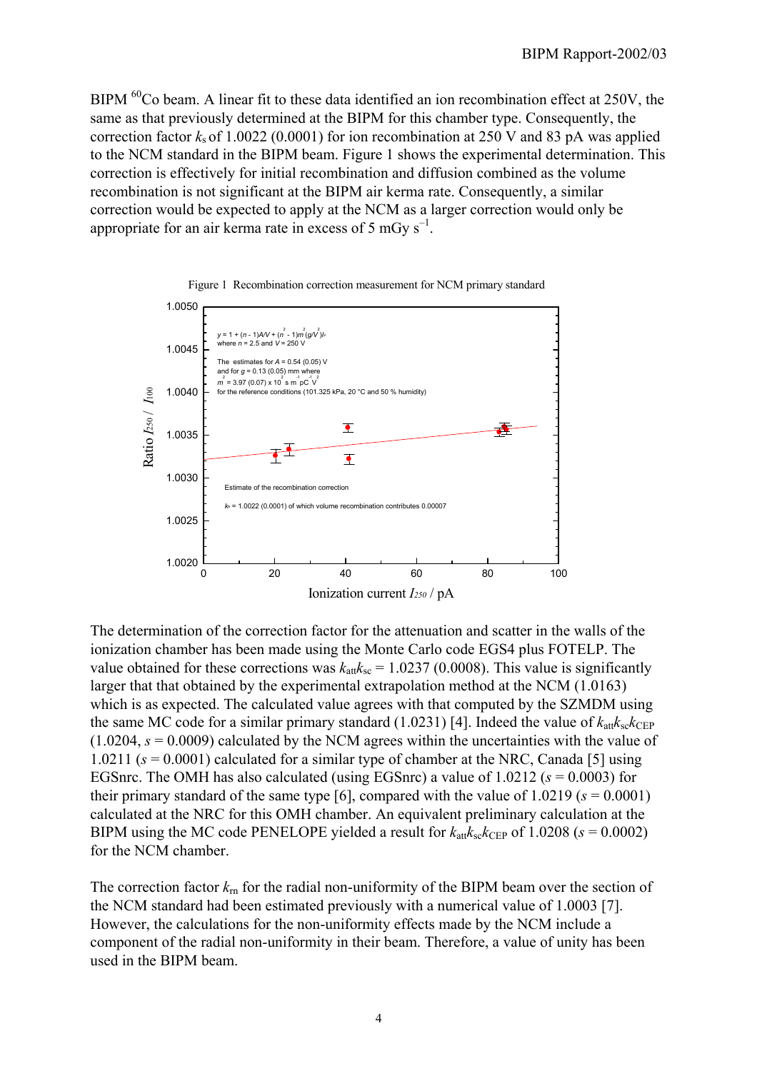BIPM $^{60}$Co beam. A linear fit to these data identified an ion recombination effect at 250V, the same as that previously determined at the BIPM for this chamber type. Consequently, the correction factor $k_s$ of 1.0022 (0.0001) for ion recombination at 250 V and 83 pA was applied to the NCM standard in the BIPM beam. Figure 1 shows the experimental determination. This correction is effectively for initial recombination and diffusion combined as the volume recombination is not significant at the BIPM air kerma rate. Consequently, a similar correction would be expected to apply at the NCM as a larger correction would only be appropriate for an air kerma rate in excess of 5 mGy s$^{-1}$.

Figure 1 Recombination correction measurement for NCM primary standard

The determination of the correction factor for the attenuation and scatter in the walls of the ionization chamber has been made using the Monte Carlo code EGS4 plus FOTELP. The value obtained for these corrections was $k_{att}k_{sc}$ = 1.0237 (0.0008). This value is significantly larger that that obtained by the experimental extrapolation method at the NCM (1.0163) which is as expected. The calculated value agrees with that computed by the SZMDM using the same MC code for a similar primary standard (1.0231) [4]. Indeed the value of $k_{att}k_{sc}k_{CEP}$ (1.0204, $s$ = 0.0009) calculated by the NCM agrees within the uncertainties with the value of 1.0211 ($s$ = 0.0001) calculated for a similar type of chamber at the NRC, Canada [5] using EGSnrc. The OMH has also calculated (using EGSnrc) a value of 1.0212 ($s$ = 0.0003) for their primary standard of the same type [6], compared with the value of 1.0219 ($s$ = 0.0001) calculated at the NRC for this OMH chamber. An equivalent preliminary calculation at the BIPM using the MC code PENELOPE yielded a result for $k_{att}k_{sc}k_{CEP}$ of 1.0208 ($s$ = 0.0002) for the NCM chamber.

The correction factor $k_{rn}$ for the radial non-uniformity of the BIPM beam over the section of the NCM standard had been estimated previously with a numerical value of 1.0003 [7]. However, the calculations for the non-uniformity effects made by the NCM include a component of the radial non-uniformity in their beam. Therefore, a value of unity has been used in the BIPM beam.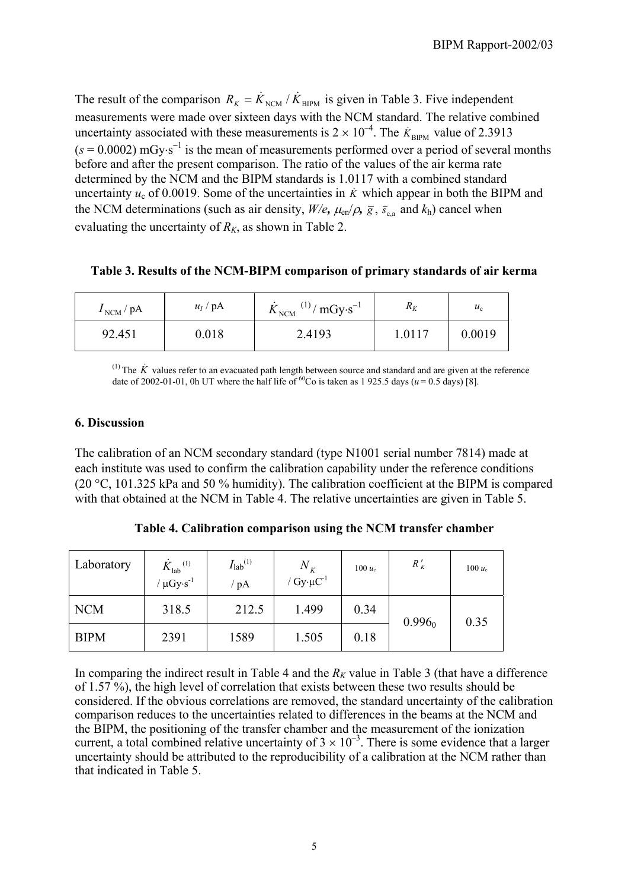The result of the comparison $R_K = \dot{K}_{\mathrm{NCM}} / \dot{K}_{\mathrm{BIPM}}$ is given in Table 3. Five independent measurements were made over sixteen days with the NCM standard. The relative combined uncertainty associated with these measurements is $2 \times 10^{-4}$. The $\dot{K}_{\mathrm{BIPM}}$ value of 2.3913 ($s$ = 0.0002) mGy·s$^{-1}$ is the mean of measurements performed over a period of several months before and after the present comparison. The ratio of the values of the air kerma rate determined by the NCM and the BIPM standards is 1.0117 with a combined standard uncertainty $u_c$ of 0.0019. Some of the uncertainties in $\dot{K}$ which appear in both the BIPM and the NCM determinations (such as air density, $W/e$, $\mu_{en}/\rho$, $\bar{g}$, $\bar{s}_{c,a}$ and $k_h$) cancel when evaluating the uncertainty of $R_K$, as shown in Table 2.

**Table 3. Results of the NCM-BIPM comparison of primary standards of air kerma**

| $I_{\mathrm{NCM}}$ / pA | $u_I$ / pA | $\dot{K}_{\mathrm{NCM}}$ [(1)] / mGy·s$^{-1}$ | $R_K$ | $u_c$ |
|---|---|---|---|---|
| 92.451 | 0.018 | 2.4193 | 1.0117 | 0.0019 |

(1) The $\dot{K}$ values refer to an evacuated path length between source and standard and are given at the reference date of 2002-01-01, 0h UT where the half life of $^{60}$Co is taken as 1 925.5 days ($u$ = 0.5 days) [8].

## 6. Discussion

The calibration of an NCM secondary standard (type N1001 serial number 7814) made at each institute was used to confirm the calibration capability under the reference conditions (20 °C, 101.325 kPa and 50 % humidity). The calibration coefficient at the BIPM is compared with that obtained at the NCM in Table 4. The relative uncertainties are given in Table 5.

**Table 4. Calibration comparison using the NCM transfer chamber**

| Laboratory | $\dot{K}_{\mathrm{lab}}$ [(1)] / μGy·s$^{-1}$ | $I_{\mathrm{lab}}$ [(1)] / pA | $N_K$ / Gy·μC$^{-1}$ | 100 $u_c$ | $R'_K$ | 100 $u_c$ |
|---|---|---|---|---|---|---|
| NCM | 318.5 | 212.5 | 1.499 | 0.34 | $0.996_0$ | 0.35 |
| BIPM | 2391 | 1589 | 1.505 | 0.18 | | |

In comparing the indirect result in Table 4 and the $R_K$ value in Table 3 (that have a difference of 1.57 %), the high level of correlation that exists between these two results should be considered. If the obvious correlations are removed, the standard uncertainty of the calibration comparison reduces to the uncertainties related to differences in the beams at the NCM and the BIPM, the positioning of the transfer chamber and the measurement of the ionization current, a total combined relative uncertainty of $3 \times 10^{-3}$. There is some evidence that a larger uncertainty should be attributed to the reproducibility of a calibration at the NCM rather than that indicated in Table 5.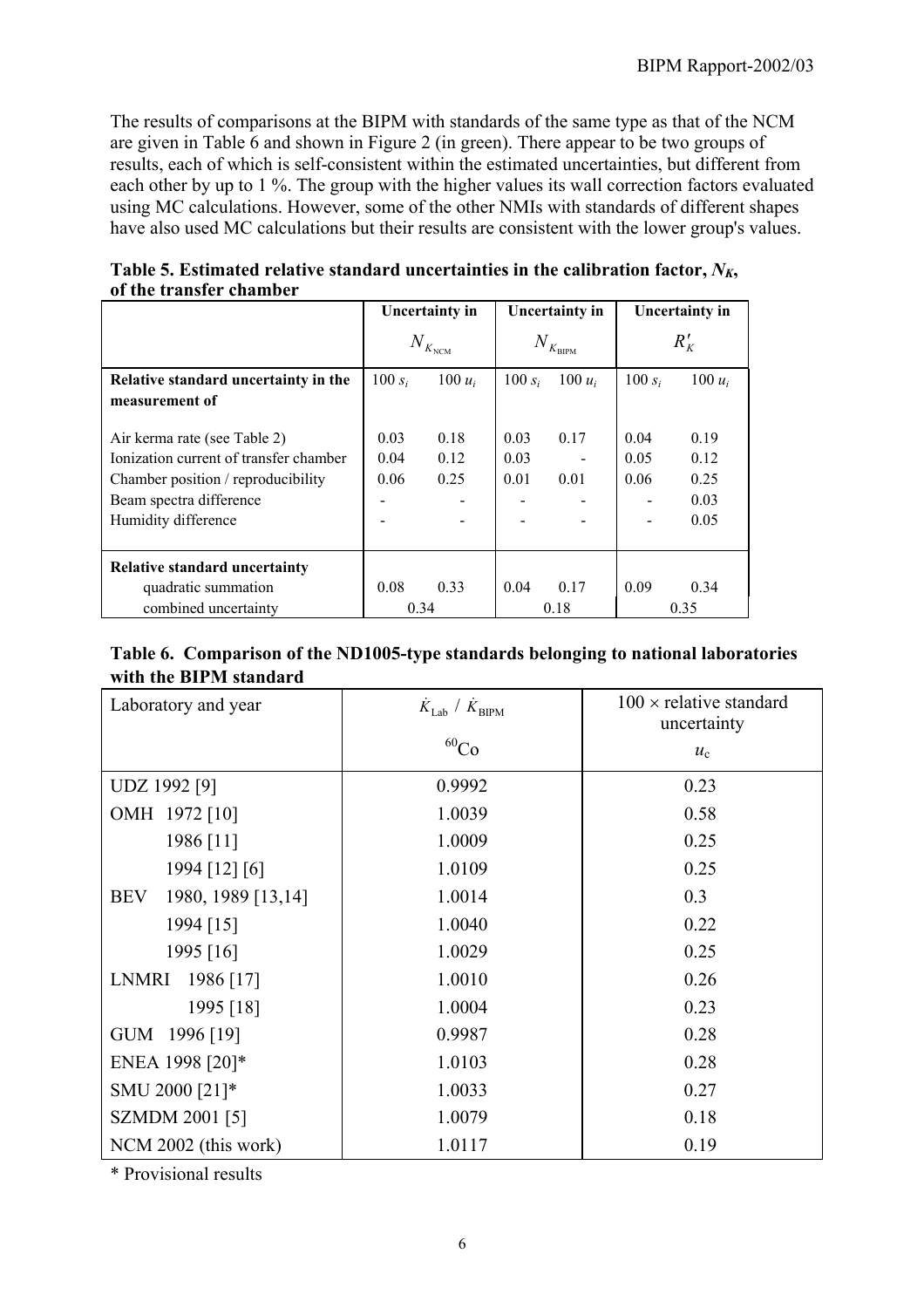The results of comparisons at the BIPM with standards of the same type as that of the NCM are given in Table 6 and shown in Figure 2 (in green). There appear to be two groups of results, each of which is self-consistent within the estimated uncertainties, but different from each other by up to 1 %. The group with the higher values its wall correction factors evaluated using MC calculations. However, some of the other NMIs with standards of different shapes have also used MC calculations but their results are consistent with the lower group's values.

**Table 5. Estimated relative standard uncertainties in the calibration factor, $N_K$, of the transfer chamber**

| | Uncertainty in $N_{K_{\mathrm{NCM}}}$ | | Uncertainty in $N_{K_{\mathrm{BIPM}}}$ | | Uncertainty in $R'_K$ | |
|---|---|---|---|---|---|---|
| **Relative standard uncertainty in the measurement of** | $100\, s_i$ | $100\, u_i$ | $100\, s_i$ | $100\, u_i$ | $100\, s_i$ | $100\, u_i$ |
| Air kerma rate (see Table 2) | 0.03 | 0.18 | 0.03 | 0.17 | 0.04 | 0.19 |
| Ionization current of transfer chamber | 0.04 | 0.12 | 0.03 | - | 0.05 | 0.12 |
| Chamber position / reproducibility | 0.06 | 0.25 | 0.01 | 0.01 | 0.06 | 0.25 |
| Beam spectra difference | - | - | - | - | - | 0.03 |
| Humidity difference | - | - | - | - | - | 0.05 |
| **Relative standard uncertainty** | | | | | | |
| quadratic summation | 0.08 | 0.33 | 0.04 | 0.17 | 0.09 | 0.34 |
| combined uncertainty | 0.34 | | 0.18 | | 0.35 | |

**Table 6. Comparison of the ND1005-type standards belonging to national laboratories with the BIPM standard**

| Laboratory and year | $\dot{K}_{\mathrm{Lab}}$ / $\dot{K}_{\mathrm{BIPM}}$ | 100 × relative standard uncertainty |
|---|---|---|
| | $^{60}$Co | $u_c$ |
| UDZ 1992 [9] | 0.9992 | 0.23 |
| OMH 1972 [10] | 1.0039 | 0.58 |
| 1986 [11] | 1.0009 | 0.25 |
| 1994 [12] [6] | 1.0109 | 0.25 |
| BEV 1980, 1989 [13,14] | 1.0014 | 0.3 |
| 1994 [15] | 1.0040 | 0.22 |
| 1995 [16] | 1.0029 | 0.25 |
| LNMRI 1986 [17] | 1.0010 | 0.26 |
| 1995 [18] | 1.0004 | 0.23 |
| GUM 1996 [19] | 0.9987 | 0.28 |
| ENEA 1998 [20]* | 1.0103 | 0.28 |
| SMU 2000 [21]* | 1.0033 | 0.27 |
| SZMDM 2001 [5] | 1.0079 | 0.18 |
| NCM 2002 (this work) | 1.0117 | 0.19 |

\* Provisional results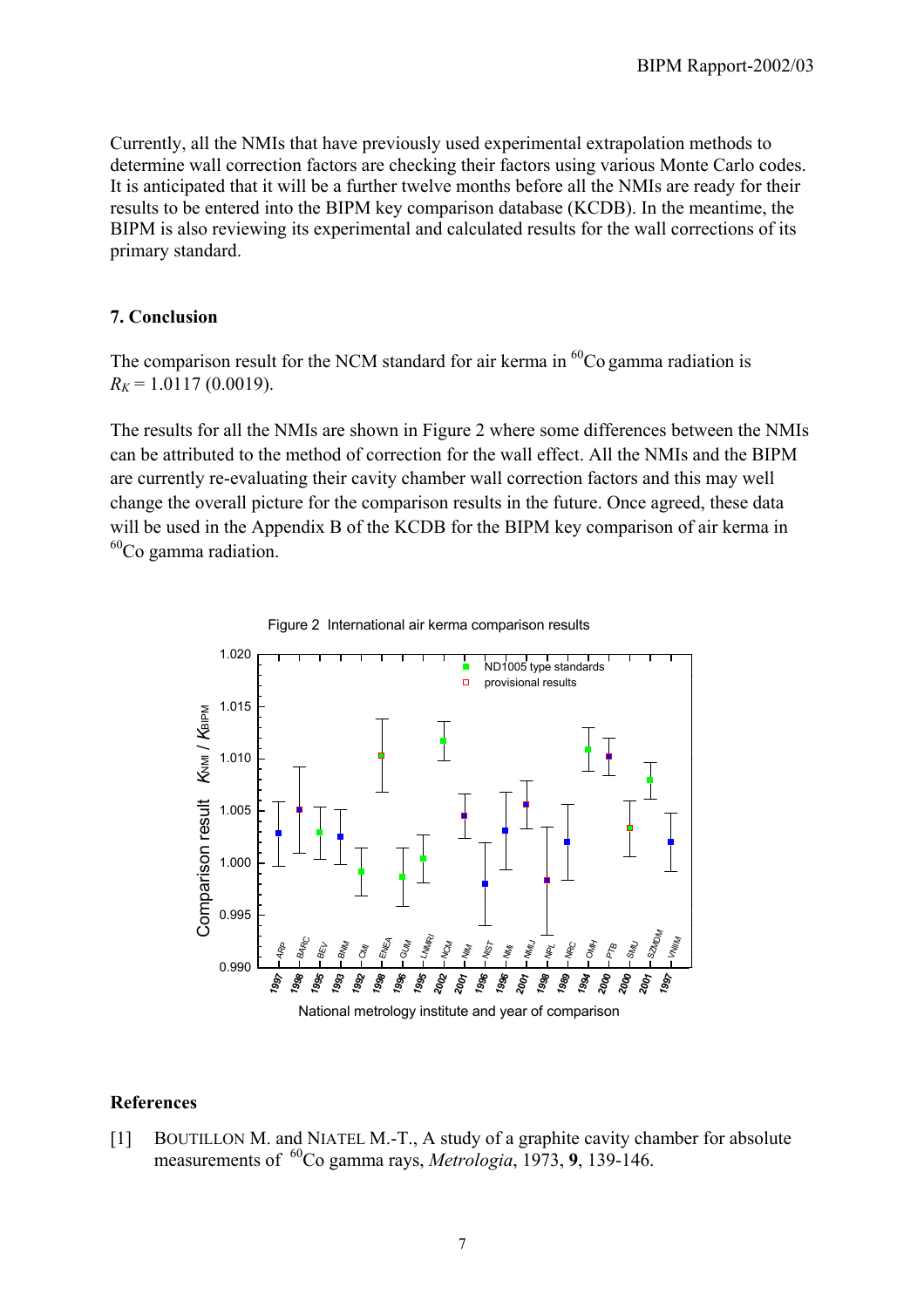Currently, all the NMIs that have previously used experimental extrapolation methods to determine wall correction factors are checking their factors using various Monte Carlo codes. It is anticipated that it will be a further twelve months before all the NMIs are ready for their results to be entered into the BIPM key comparison database (KCDB). In the meantime, the BIPM is also reviewing its experimental and calculated results for the wall corrections of its primary standard.

## 7. Conclusion

The comparison result for the NCM standard for air kerma in $^{60}$Co gamma radiation is $R_K$ = 1.0117 (0.0019).

The results for all the NMIs are shown in Figure 2 where some differences between the NMIs can be attributed to the method of correction for the wall effect. All the NMIs and the BIPM are currently re-evaluating their cavity chamber wall correction factors and this may well change the overall picture for the comparison results in the future. Once agreed, these data will be used in the Appendix B of the KCDB for the BIPM key comparison of air kerma in $^{60}$Co gamma radiation.

Figure 2 International air kerma comparison results

## References

[1] BOUTILLON M. and NIATEL M.-T., A study of a graphite cavity chamber for absolute measurements of $^{60}$Co gamma rays, *Metrologia*, 1973, **9**, 139-146.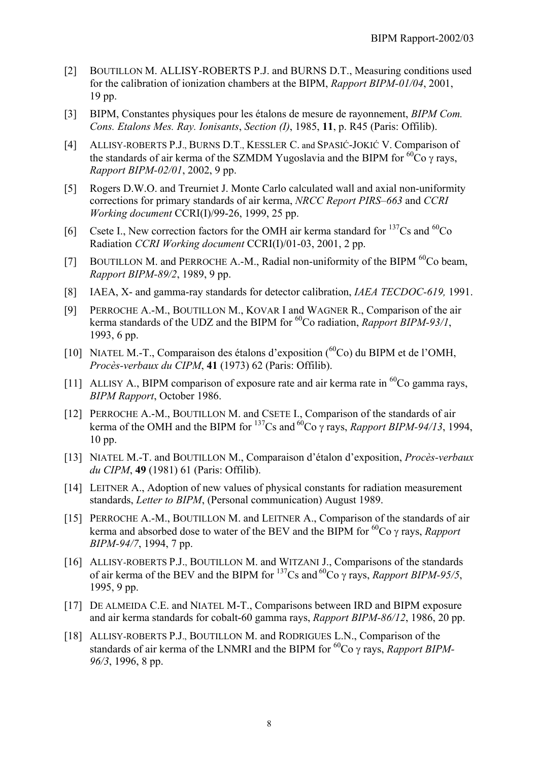[2] BOUTILLON M. ALLISY-ROBERTS P.J. and BURNS D.T., Measuring conditions used for the calibration of ionization chambers at the BIPM, *Rapport BIPM-01/04*, 2001, 19 pp.

[3] BIPM, Constantes physiques pour les étalons de mesure de rayonnement, *BIPM Com. Cons. Etalons Mes. Ray. Ionisants*, *Section (I)*, 1985, **11**, p. R45 (Paris: Offilib).

[4] ALLISY-ROBERTS P.J., BURNS D.T., KESSLER C. and SPASIĆ-JOKIĆ V. Comparison of the standards of air kerma of the SZMDM Yugoslavia and the BIPM for $^{60}$Co $\gamma$ rays, *Rapport BIPM-02/01*, 2002, 9 pp.

[5] Rogers D.W.O. and Treurniet J. Monte Carlo calculated wall and axial non-uniformity corrections for primary standards of air kerma, *NRCC Report PIRS–663* and *CCRI Working document* CCRI(I)/99-26, 1999, 25 pp.

[6] Csete I., New correction factors for the OMH air kerma standard for $^{137}$Cs and $^{60}$Co Radiation *CCRI Working document* CCRI(I)/01-03, 2001, 2 pp.

[7] BOUTILLON M. and PERROCHE A.-M., Radial non-uniformity of the BIPM $^{60}$Co beam, *Rapport BIPM-89/2*, 1989, 9 pp.

[8] IAEA, X- and gamma-ray standards for detector calibration, *IAEA TECDOC-619,* 1991.

[9] PERROCHE A.-M., BOUTILLON M., KOVAR I and WAGNER R., Comparison of the air kerma standards of the UDZ and the BIPM for $^{60}$Co radiation, *Rapport BIPM-93/1*, 1993, 6 pp.

[10] NIATEL M.-T., Comparaison des étalons d'exposition ($^{60}$Co) du BIPM et de l'OMH, *Procès-verbaux du CIPM*, **41** (1973) 62 (Paris: Offilib).

[11] ALLISY A., BIPM comparison of exposure rate and air kerma rate in $^{60}$Co gamma rays, *BIPM Rapport*, October 1986.

[12] PERROCHE A.-M., BOUTILLON M. and CSETE I., Comparison of the standards of air kerma of the OMH and the BIPM for $^{137}$Cs and $^{60}$Co $\gamma$ rays, *Rapport BIPM-94/13*, 1994, 10 pp.

[13] NIATEL M.-T. and BOUTILLON M., Comparaison d'étalon d'exposition, *Procès-verbaux du CIPM*, **49** (1981) 61 (Paris: Offilib).

[14] LEITNER A., Adoption of new values of physical constants for radiation measurement standards, *Letter to BIPM*, (Personal communication) August 1989.

[15] PERROCHE A.-M., BOUTILLON M. and LEITNER A., Comparison of the standards of air kerma and absorbed dose to water of the BEV and the BIPM for $^{60}$Co $\gamma$ rays, *Rapport BIPM-94/7*, 1994, 7 pp.

[16] ALLISY-ROBERTS P.J., BOUTILLON M. and WITZANI J., Comparisons of the standards of air kerma of the BEV and the BIPM for $^{137}$Cs and $^{60}$Co $\gamma$ rays, *Rapport BIPM-95/5*, 1995, 9 pp.

[17] DE ALMEIDA C.E. and NIATEL M-T., Comparisons between IRD and BIPM exposure and air kerma standards for cobalt-60 gamma rays, *Rapport BIPM-86/12*, 1986, 20 pp.

[18] ALLISY-ROBERTS P.J., BOUTILLON M. and RODRIGUES L.N., Comparison of the standards of air kerma of the LNMRI and the BIPM for $^{60}$Co $\gamma$ rays, *Rapport BIPM-96/3*, 1996, 8 pp.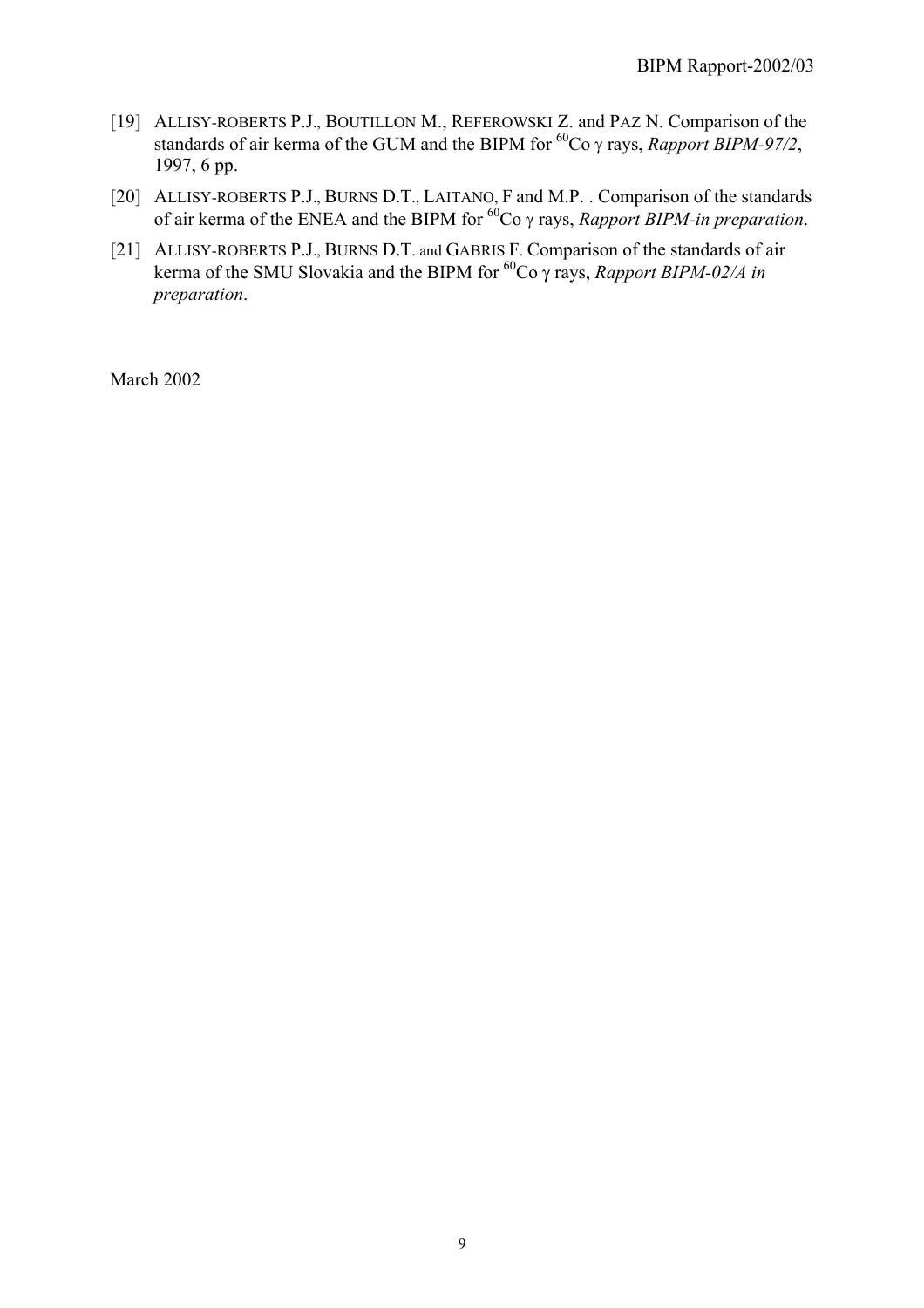[19] ALLISY-ROBERTS P.J., BOUTILLON M., REFEROWSKI Z. and PAZ N. Comparison of the standards of air kerma of the GUM and the BIPM for $^{60}$Co $\gamma$ rays, *Rapport BIPM-97/2*, 1997, 6 pp.

[20] ALLISY-ROBERTS P.J., BURNS D.T., LAITANO, F and M.P. . Comparison of the standards of air kerma of the ENEA and the BIPM for $^{60}$Co $\gamma$ rays, *Rapport BIPM-in preparation*.

[21] ALLISY-ROBERTS P.J., BURNS D.T. and GABRIS F. Comparison of the standards of air kerma of the SMU Slovakia and the BIPM for $^{60}$Co $\gamma$ rays, *Rapport BIPM-02/A in preparation*.

March 2002